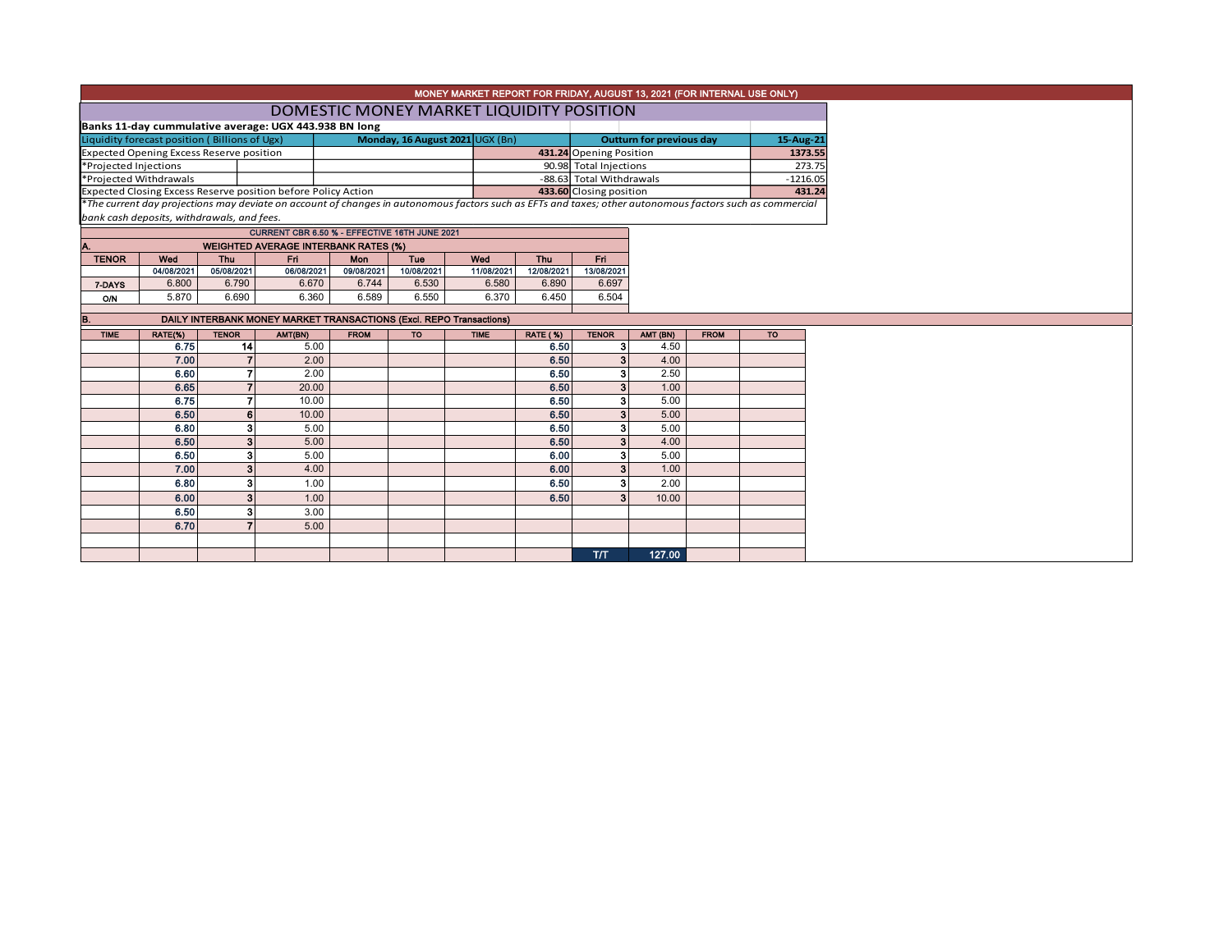# MONEY MARKET REPORT FOR FRIDAY, AUGUST 13, 2021 (FOR INTERNAL USE ONLY)

## DOMESTIC MONEY MARKET LIQUIDITY POSITION

**Banks 11-day cummulative average: UGX 443.938 BN long**

| Liquidity forecast position ( Billions of Ugx) | Monday, 16 August 2021 | UGX (Bn) | Outturn for previous day | 15-Aug-21 |
|---|---|---|---|---|
| Expected Opening Excess Reserve position | | 431.24 | Opening Position | 1373.55 |
| *Projected Injections | | 90.98 | Total Injections | 273.75 |
| *Projected Withdrawals | | -88.63 | Total Withdrawals | -1216.05 |
| Expected Closing Excess Reserve position before Policy Action | | 433.60 | Closing position | 431.24 |

*\*The current day projections may deviate on account of changes in autonomous factors such as EFTs and taxes; other autonomous factors such as commercial bank cash deposits, withdrawals, and fees.*

CURRENT CBR 6.50 % - EFFECTIVE 16TH JUNE 2021

### A. WEIGHTED AVERAGE INTERBANK RATES (%)

| TENOR | Wed | Thu | Fri | Mon | Tue | Wed | Thu | Fri |
|---|---|---|---|---|---|---|---|---|
| | 04/08/2021 | 05/08/2021 | 06/08/2021 | 09/08/2021 | 10/08/2021 | 11/08/2021 | 12/08/2021 | 13/08/2021 |
| 7-DAYS | 6.800 | 6.790 | 6.670 | 6.744 | 6.530 | 6.580 | 6.890 | 6.697 |
| O/N | 5.870 | 6.690 | 6.360 | 6.589 | 6.550 | 6.370 | 6.450 | 6.504 |

### B. DAILY INTERBANK MONEY MARKET TRANSACTIONS (Excl. REPO Transactions)

| TIME | RATE(%) | TENOR | AMT(BN) | FROM | TO | TIME | RATE ( %) | TENOR | AMT (BN) | FROM | TO |
|---|---|---|---|---|---|---|---|---|---|---|---|
| | 6.75 | 14 | 5.00 | | | | 6.50 | 3 | 4.50 | | |
| | 7.00 | 7 | 2.00 | | | | 6.50 | 3 | 4.00 | | |
| | 6.60 | 7 | 2.00 | | | | 6.50 | 3 | 2.50 | | |
| | 6.65 | 7 | 20.00 | | | | 6.50 | 3 | 1.00 | | |
| | 6.75 | 7 | 10.00 | | | | 6.50 | 3 | 5.00 | | |
| | 6.50 | 6 | 10.00 | | | | 6.50 | 3 | 5.00 | | |
| | 6.80 | 3 | 5.00 | | | | 6.50 | 3 | 5.00 | | |
| | 6.50 | 3 | 5.00 | | | | 6.50 | 3 | 4.00 | | |
| | 6.50 | 3 | 5.00 | | | | 6.00 | 3 | 5.00 | | |
| | 7.00 | 3 | 4.00 | | | | 6.00 | 3 | 1.00 | | |
| | 6.80 | 3 | 1.00 | | | | 6.50 | 3 | 2.00 | | |
| | 6.00 | 3 | 1.00 | | | | 6.50 | 3 | 10.00 | | |
| | 6.50 | 3 | 3.00 | | | | | | | | |
| | 6.70 | 7 | 5.00 | | | | | | | | |
| | | | | | | | | | | | |
| | | | | | | | | T/T | 127.00 | | |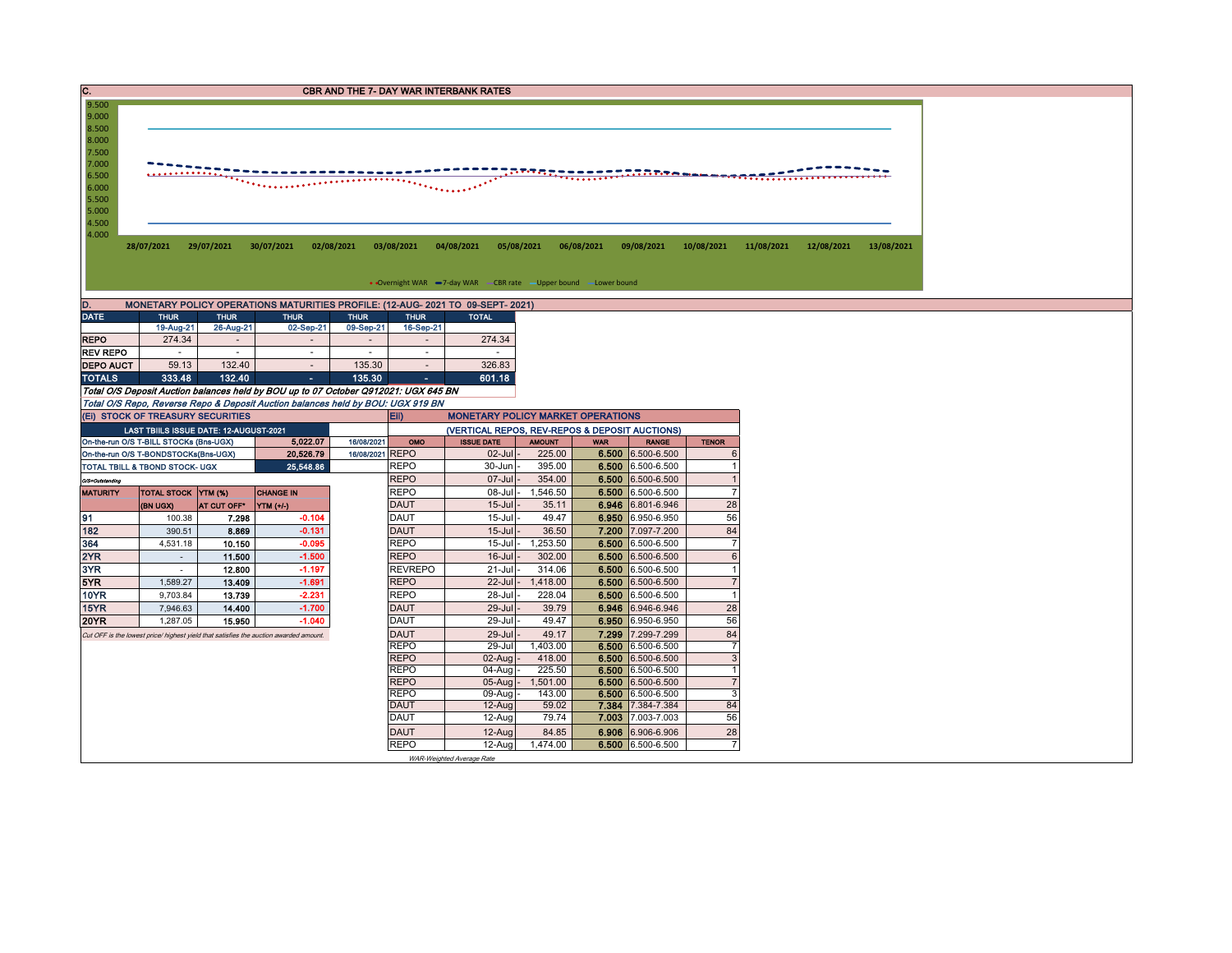## C. CBR AND THE 7- DAY WAR INTERBANK RATES

9.500
9.000
8.500
8.000
7.500
7.000
6.500
6.000
5.500
5.000
4.500
4.000

28/07/2021 29/07/2021 30/07/2021 02/08/2021 03/08/2021 04/08/2021 05/08/2021 06/08/2021 09/08/2021 10/08/2021 11/08/2021 12/08/2021 13/08/2021

Overnight WAR — 7-day WAR — CBR rate — Upper bound — Lower bound

## D. MONETARY POLICY OPERATIONS MATURITIES PROFILE: (12-AUG- 2021 TO 09-SEPT- 2021)

| DATE | THUR | THUR | THUR | THUR | THUR | TOTAL |
|---|---|---|---|---|---|---|
| | 19-Aug-21 | 26-Aug-21 | 02-Sep-21 | 09-Sep-21 | 16-Sep-21 | |
| REPO | 274.34 | - | - | - | - | 274.34 |
| REV REPO | - | - | - | - | - | - |
| DEPO AUCT | 59.13 | 132.40 | - | 135.30 | - | 326.83 |
| TOTALS | 333.48 | 132.40 | - | 135.30 | - | 601.18 |

*Total O/S Deposit Auction balances held by BOU up to 07 October Q912021: UGX 645 BN*

*Total O/S Repo, Reverse Repo & Deposit Auction balances held by BOU: UGX 919 BN*

### (Ei) STOCK OF TREASURY SECURITIES

| LAST TBIILS ISSUE DATE: 12-AUGUST-2021 | | |
|---|---|---|
| On-the-run O/S T-BILL STOCKs (Bns-UGX) | 5,022.07 | 16/08/2021 |
| On-the-run O/S T-BONDSTOCKs(Bns-UGX) | 20,526.79 | 16/08/2021 |
| TOTAL TBILL & TBOND STOCK- UGX | 25,548.86 | |

*O/S=Outstanding*

| MATURITY | TOTAL STOCK (BN UGX) | YTM (%) AT CUT OFF* | CHANGE IN YTM (+/-) |
|---|---|---|---|
| 91 | 100.38 | 7.298 | -0.104 |
| 182 | 390.51 | 8.869 | -0.131 |
| 364 | 4,531.18 | 10.150 | -0.095 |
| 2YR | - | 11.500 | -1.500 |
| 3YR | - | 12.800 | -1.197 |
| 5YR | 1,589.27 | 13.409 | -1.691 |
| 10YR | 9,703.84 | 13.739 | -2.231 |
| 15YR | 7,946.63 | 14.400 | -1.700 |
| 20YR | 1,287.05 | 15.950 | -1.040 |

*Cut OFF is the lowest price/ highest yield that satisfies the auction awarded amount.*

### Eii) MONETARY POLICY MARKET OPERATIONS

(VERTICAL REPOS, REV-REPOS & DEPOSIT AUCTIONS)

| OMO | ISSUE DATE | AMOUNT | WAR | RANGE | TENOR |
|---|---|---|---|---|---|
| REPO | 02-Jul | 225.00 | 6.500 | 6.500-6.500 | 6 |
| REPO | 30-Jun | 395.00 | 6.500 | 6.500-6.500 | 1 |
| REPO | 07-Jul | 354.00 | 6.500 | 6.500-6.500 | 1 |
| REPO | 08-Jul | 1,546.50 | 6.500 | 6.500-6.500 | 7 |
| DAUT | 15-Jul | 35.11 | 6.946 | 6.801-6.946 | 28 |
| DAUT | 15-Jul | 49.47 | 6.950 | 6.950-6.950 | 56 |
| DAUT | 15-Jul | 36.50 | 7.200 | 7.097-7.200 | 84 |
| REPO | 15-Jul | 1,253.50 | 6.500 | 6.500-6.500 | 7 |
| REPO | 16-Jul | 302.00 | 6.500 | 6.500-6.500 | 6 |
| REVREPO | 21-Jul | 314.06 | 6.500 | 6.500-6.500 | 1 |
| REPO | 22-Jul | 1,418.00 | 6.500 | 6.500-6.500 | 7 |
| REPO | 28-Jul | 228.04 | 6.500 | 6.500-6.500 | 1 |
| DAUT | 29-Jul | 39.79 | 6.946 | 6.946-6.946 | 28 |
| DAUT | 29-Jul | 49.47 | 6.950 | 6.950-6.950 | 56 |
| DAUT | 29-Jul | 49.17 | 7.299 | 7.299-7.299 | 84 |
| REPO | 29-Jul | 1,403.00 | 6.500 | 6.500-6.500 | 7 |
| REPO | 02-Aug | 418.00 | 6.500 | 6.500-6.500 | 3 |
| REPO | 04-Aug | 225.50 | 6.500 | 6.500-6.500 | 1 |
| REPO | 05-Aug | 1,501.00 | 6.500 | 6.500-6.500 | 7 |
| REPO | 09-Aug | 143.00 | 6.500 | 6.500-6.500 | 3 |
| DAUT | 12-Aug | 59.02 | 7.384 | 7.384-7.384 | 84 |
| DAUT | 12-Aug | 79.74 | 7.003 | 7.003-7.003 | 56 |
| DAUT | 12-Aug | 84.85 | 6.906 | 6.906-6.906 | 28 |
| REPO | 12-Aug | 1,474.00 | 6.500 | 6.500-6.500 | 7 |

*WAR-Weighted Average Rate*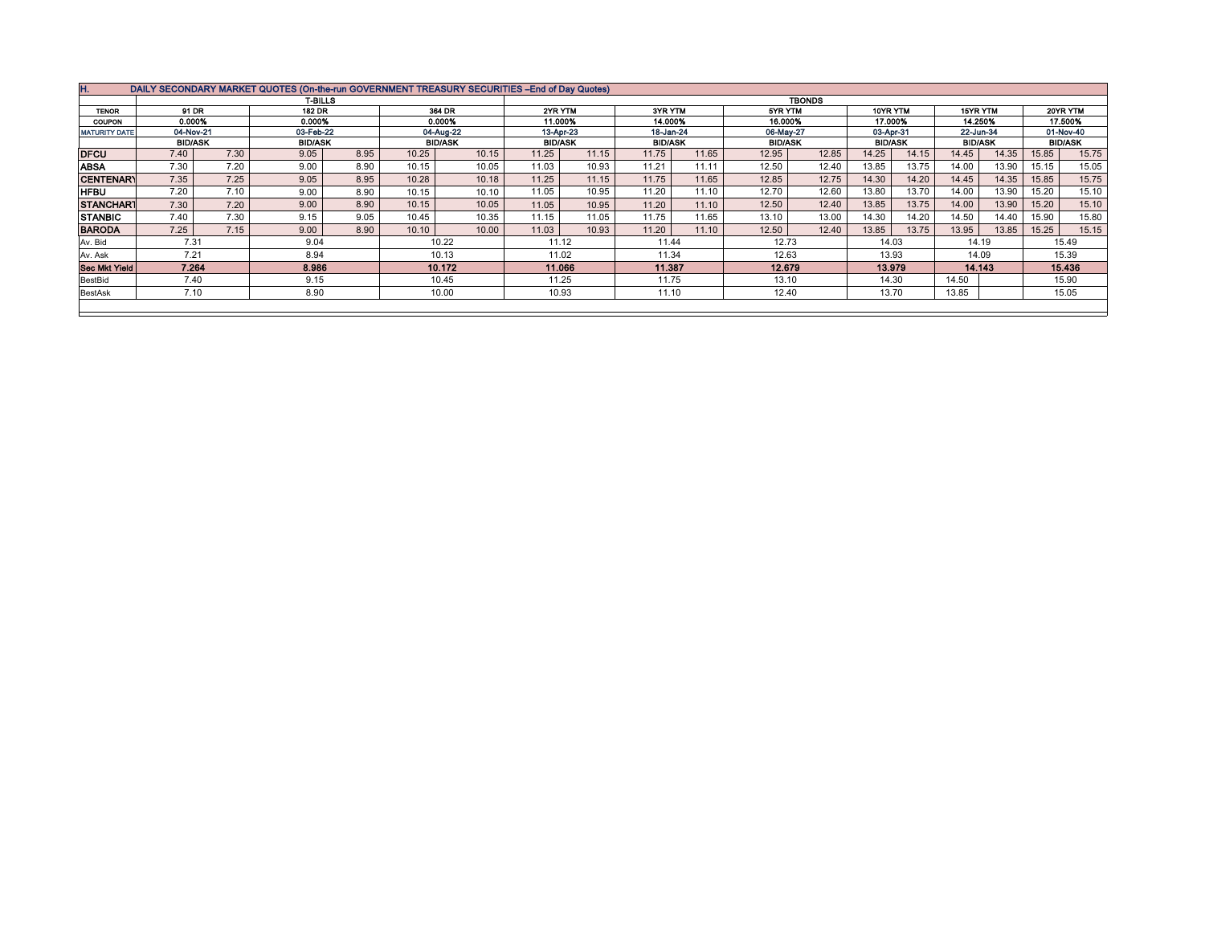## H. DAILY SECONDARY MARKET QUOTES (On-the-run GOVERNMENT TREASURY SECURITIES –End of Day Quotes)

| | T-BILLS | | | | | | TBONDS | | | | | | | | | | | | | | | |
|---|---|---|---|---|---|---|---|---|---|---|---|---|---|---|---|---|---|---|---|---|---|---|
| **TENOR** | **91 DR** | | **182 DR** | | **364 DR** | | **2YR YTM** | | **3YR YTM** | | **5YR YTM** | | **10YR YTM** | | **15YR YTM** | | **20YR YTM** | |
| **COUPON** | **0.000%** | | **0.000%** | | **0.000%** | | **11.000%** | | **14.000%** | | **16.000%** | | **17.000%** | | **14.250%** | | **17.500%** | |
| **MATURITY DATE** | **04-Nov-21** | | **03-Feb-22** | | **04-Aug-22** | | **13-Apr-23** | | **18-Jan-24** | | **06-May-27** | | **03-Apr-31** | | **22-Jun-34** | | **01-Nov-40** | |
| | **BID/ASK** | | **BID/ASK** | | **BID/ASK** | | **BID/ASK** | | **BID/ASK** | | **BID/ASK** | | **BID/ASK** | | **BID/ASK** | | **BID/ASK** | |
| **DFCU** | 7.40 | 7.30 | 9.05 | 8.95 | 10.25 | 10.15 | 11.25 | 11.15 | 11.75 | 11.65 | 12.95 | 12.85 | 14.25 | 14.15 | 14.45 | 14.35 | 15.85 | 15.75 |
| **ABSA** | 7.30 | 7.20 | 9.00 | 8.90 | 10.15 | 10.05 | 11.03 | 10.93 | 11.21 | 11.11 | 12.50 | 12.40 | 13.85 | 13.75 | 14.00 | 13.90 | 15.15 | 15.05 |
| **CENTENARY** | 7.35 | 7.25 | 9.05 | 8.95 | 10.28 | 10.18 | 11.25 | 11.15 | 11.75 | 11.65 | 12.85 | 12.75 | 14.30 | 14.20 | 14.45 | 14.35 | 15.85 | 15.75 |
| **HFBU** | 7.20 | 7.10 | 9.00 | 8.90 | 10.15 | 10.10 | 11.05 | 10.95 | 11.20 | 11.10 | 12.70 | 12.60 | 13.80 | 13.70 | 14.00 | 13.90 | 15.20 | 15.10 |
| **STANCHART** | 7.30 | 7.20 | 9.00 | 8.90 | 10.15 | 10.05 | 11.05 | 10.95 | 11.20 | 11.10 | 12.50 | 12.40 | 13.85 | 13.75 | 14.00 | 13.90 | 15.20 | 15.10 |
| **STANBIC** | 7.40 | 7.30 | 9.15 | 9.05 | 10.45 | 10.35 | 11.15 | 11.05 | 11.75 | 11.65 | 13.10 | 13.00 | 14.30 | 14.20 | 14.50 | 14.40 | 15.90 | 15.80 |
| **BARODA** | 7.25 | 7.15 | 9.00 | 8.90 | 10.10 | 10.00 | 11.03 | 10.93 | 11.20 | 11.10 | 12.50 | 12.40 | 13.85 | 13.75 | 13.95 | 13.85 | 15.25 | 15.15 |
| Av. Bid | 7.31 | | 9.04 | | 10.22 | | 11.12 | | 11.44 | | 12.73 | | 14.03 | | 14.19 | | 15.49 | |
| Av. Ask | 7.21 | | 8.94 | | 10.13 | | 11.02 | | 11.34 | | 12.63 | | 13.93 | | 14.09 | | 15.39 | |
| **Sec Mkt Yield** | **7.264** | | **8.986** | | **10.172** | | **11.066** | | **11.387** | | **12.679** | | **13.979** | | **14.143** | | **15.436** | |
| BestBid | 7.40 | | 9.15 | | 10.45 | | 11.25 | | 11.75 | | 13.10 | | 14.30 | | 14.50 | | 15.90 | |
| BestAsk | 7.10 | | 8.90 | | 10.00 | | 10.93 | | 11.10 | | 12.40 | | 13.70 | | 13.85 | | 15.05 | |